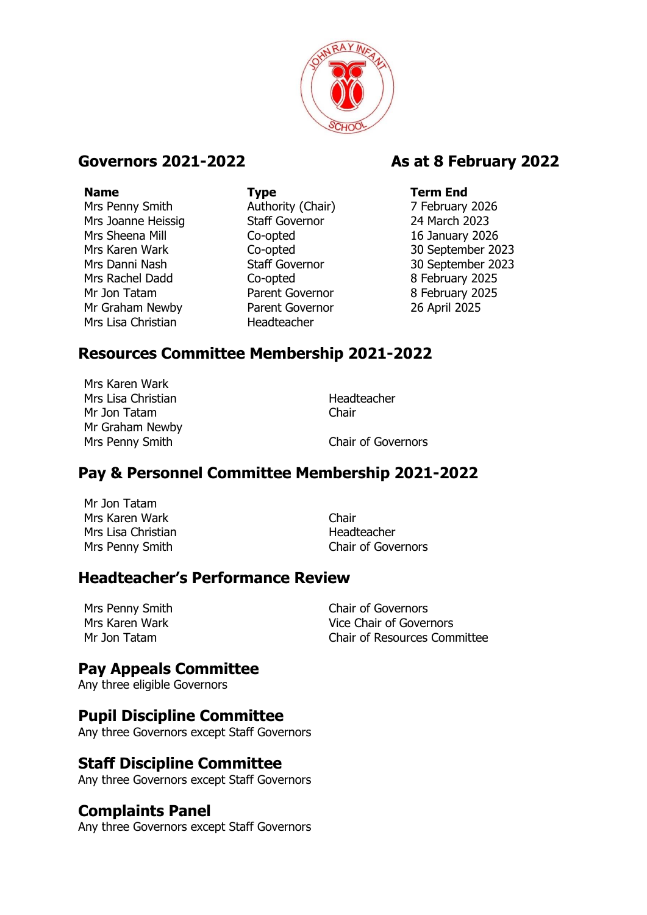## Governors 2021-2022

**As at 8 February 2022**

| Name | Type | Term End |
|---|---|---|
| Mrs Penny Smith | Authority (Chair) | 7 February 2026 |
| Mrs Joanne Heissig | Staff Governor | 24 March 2023 |
| Mrs Sheena Mill | Co-opted | 16 January 2026 |
| Mrs Karen Wark | Co-opted | 30 September 2023 |
| Mrs Danni Nash | Staff Governor | 30 September 2023 |
| Mrs Rachel Dadd | Co-opted | 8 February 2025 |
| Mr Jon Tatam | Parent Governor | 8 February 2025 |
| Mr Graham Newby | Parent Governor | 26 April 2025 |
| Mrs Lisa Christian | Headteacher | |

## Resources Committee Membership 2021-2022

| | |
|---|---|
| Mrs Karen Wark | |
| Mrs Lisa Christian | Headteacher |
| Mr Jon Tatam | Chair |
| Mr Graham Newby | |
| Mrs Penny Smith | Chair of Governors |

## Pay & Personnel Committee Membership 2021-2022

| | |
|---|---|
| Mr Jon Tatam | |
| Mrs Karen Wark | Chair |
| Mrs Lisa Christian | Headteacher |
| Mrs Penny Smith | Chair of Governors |

## Headteacher's Performance Review

| | |
|---|---|
| Mrs Penny Smith | Chair of Governors |
| Mrs Karen Wark | Vice Chair of Governors |
| Mr Jon Tatam | Chair of Resources Committee |

## Pay Appeals Committee

Any three eligible Governors

## Pupil Discipline Committee

Any three Governors except Staff Governors

## Staff Discipline Committee

Any three Governors except Staff Governors

## Complaints Panel

Any three Governors except Staff Governors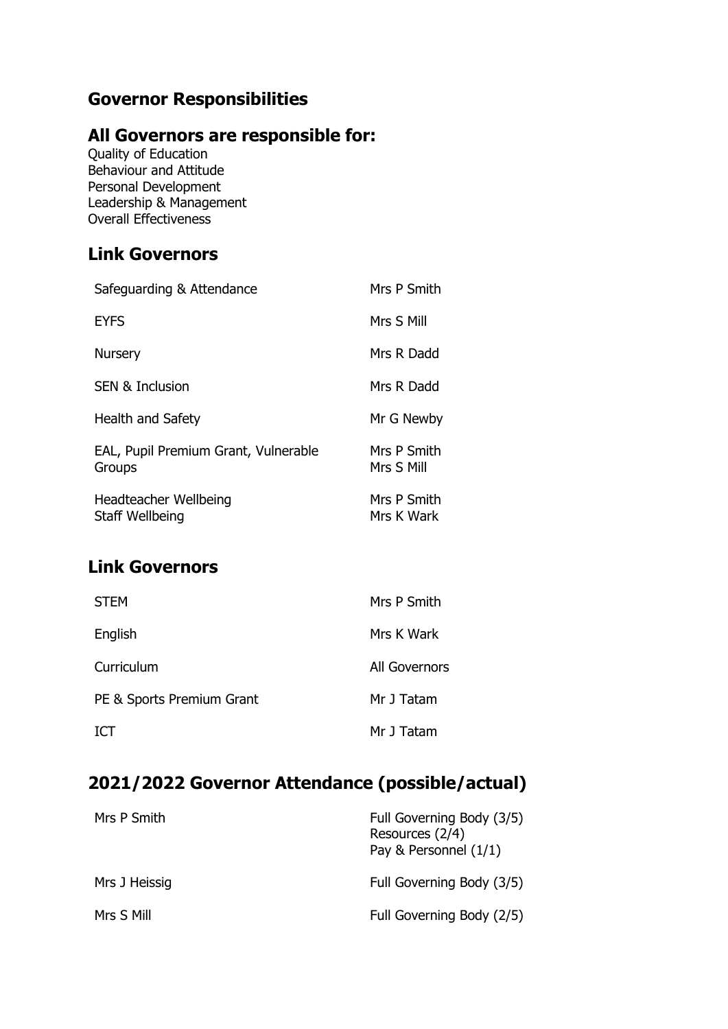## Governor Responsibilities

## All Governors are responsible for:

Quality of Education
Behaviour and Attitude
Personal Development
Leadership & Management
Overall Effectiveness

## Link Governors

| | |
|---|---|
| Safeguarding & Attendance | Mrs P Smith |
| EYFS | Mrs S Mill |
| Nursery | Mrs R Dadd |
| SEN & Inclusion | Mrs R Dadd |
| Health and Safety | Mr G Newby |
| EAL, Pupil Premium Grant, Vulnerable Groups | Mrs P Smith<br>Mrs S Mill |
| Headteacher Wellbeing<br>Staff Wellbeing | Mrs P Smith<br>Mrs K Wark |

## Link Governors

| | |
|---|---|
| STEM | Mrs P Smith |
| English | Mrs K Wark |
| Curriculum | All Governors |
| PE & Sports Premium Grant | Mr J Tatam |
| ICT | Mr J Tatam |

## 2021/2022 Governor Attendance (possible/actual)

| | |
|---|---|
| Mrs P Smith | Full Governing Body (3/5)<br>Resources (2/4)<br>Pay & Personnel (1/1) |
| Mrs J Heissig | Full Governing Body (3/5) |
| Mrs S Mill | Full Governing Body (2/5) |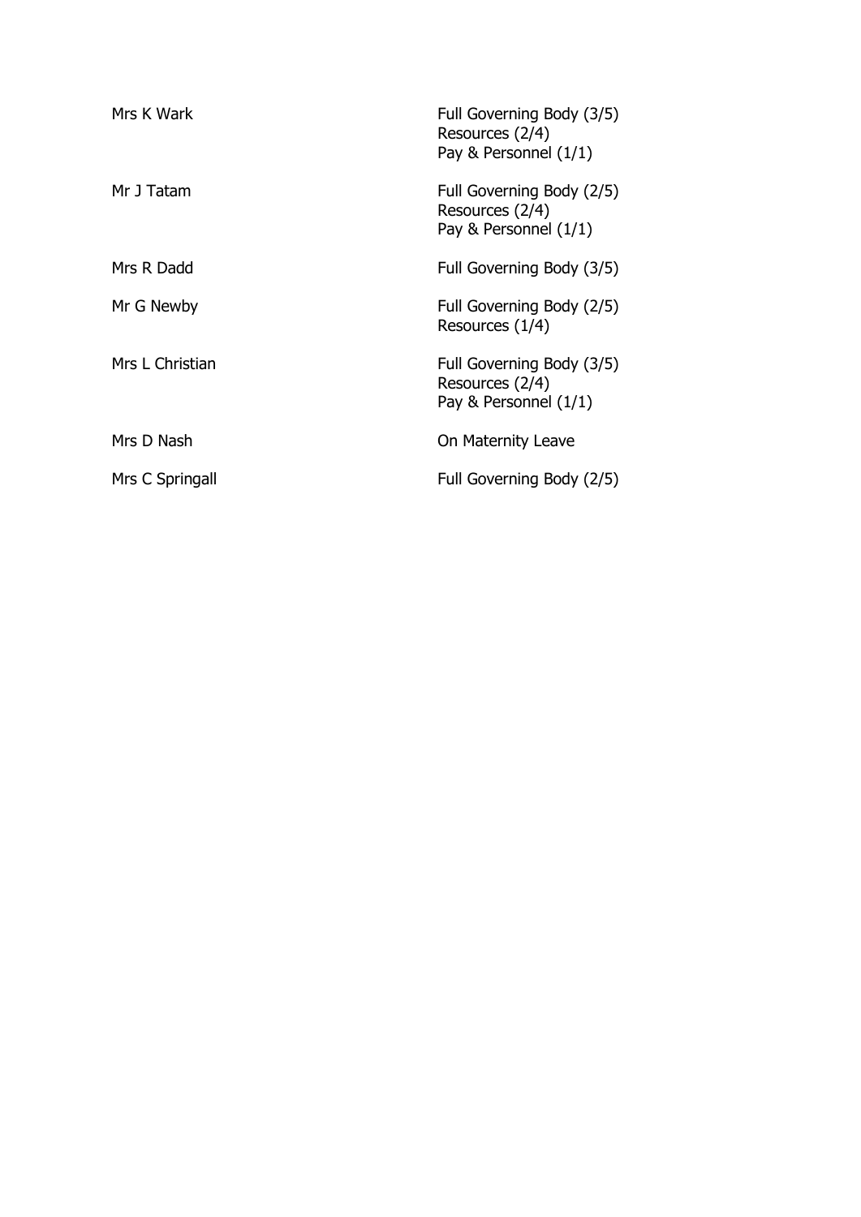| | |
|---|---|
| Mrs K Wark | Full Governing Body (3/5)<br>Resources (2/4)<br>Pay & Personnel (1/1) |
| Mr J Tatam | Full Governing Body (2/5)<br>Resources (2/4)<br>Pay & Personnel (1/1) |
| Mrs R Dadd | Full Governing Body (3/5) |
| Mr G Newby | Full Governing Body (2/5)<br>Resources (1/4) |
| Mrs L Christian | Full Governing Body (3/5)<br>Resources (2/4)<br>Pay & Personnel (1/1) |
| Mrs D Nash | On Maternity Leave |
| Mrs C Springall | Full Governing Body (2/5) |